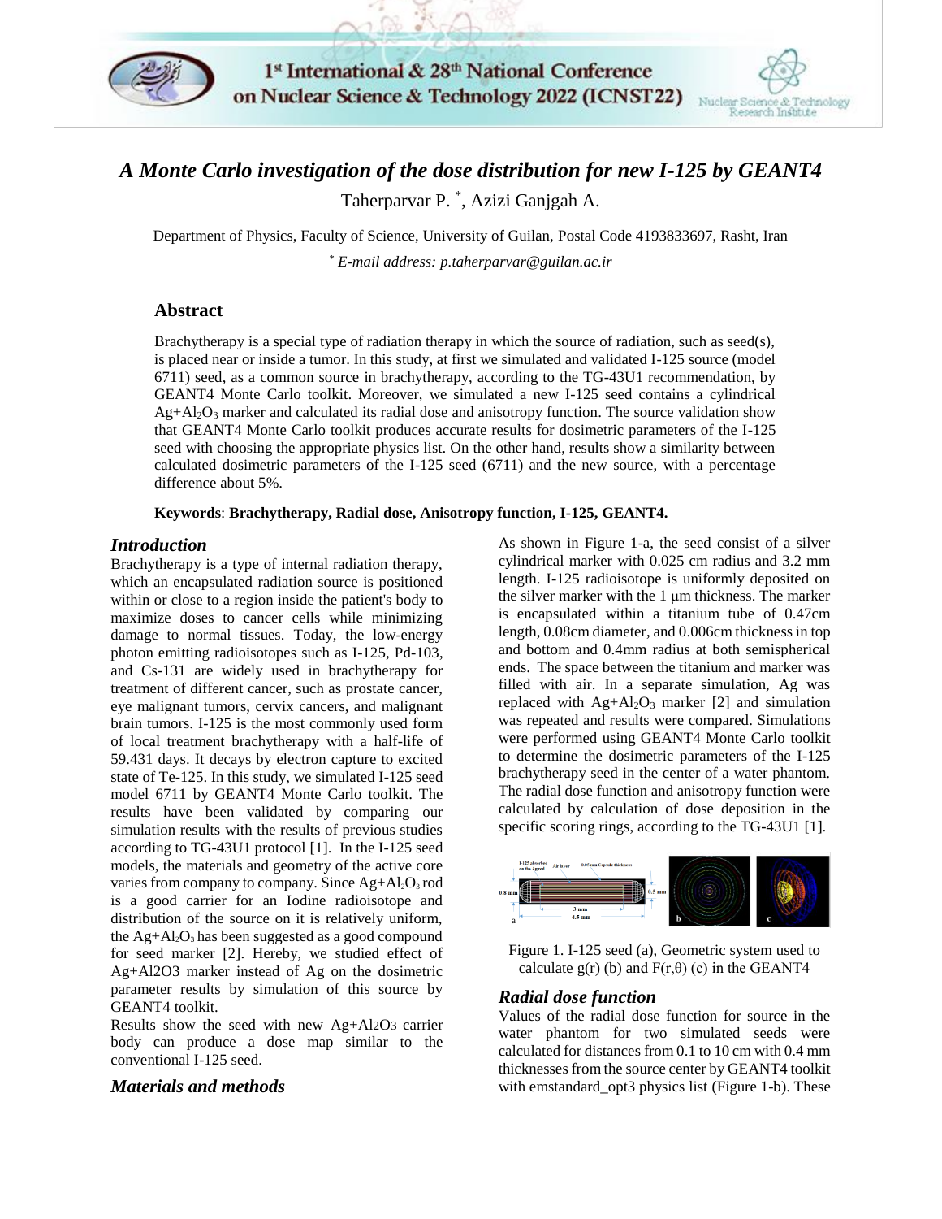# *A Monte Carlo investigation of the dose distribution for new I-125 by GEANT4*

Taherparvar P. *, Azizi Ganjgah A.

Department of Physics, Faculty of Science, University of Guilan, Postal Code 4193833697, Rasht, Iran

* *E-mail address: p.taherparvar@guilan.ac.ir*

## Abstract

Brachytherapy is a special type of radiation therapy in which the source of radiation, such as seed(s), is placed near or inside a tumor. In this study, at first we simulated and validated I-125 source (model 6711) seed, as a common source in brachytherapy, according to the TG-43U1 recommendation, by GEANT4 Monte Carlo toolkit. Moreover, we simulated a new I-125 seed contains a cylindrical $Ag+Al_2O_3$ marker and calculated its radial dose and anisotropy function. The source validation show that GEANT4 Monte Carlo toolkit produces accurate results for dosimetric parameters of the I-125 seed with choosing the appropriate physics list. On the other hand, results show a similarity between calculated dosimetric parameters of the I-125 seed (6711) and the new source, with a percentage difference about 5%.

**Keywords**: **Brachytherapy, Radial dose, Anisotropy function, I-125, GEANT4.**

## *Introduction*

Brachytherapy is a type of internal radiation therapy, which an encapsulated radiation source is positioned within or close to a region inside the patient's body to maximize doses to cancer cells while minimizing damage to normal tissues. Today, the low-energy photon emitting radioisotopes such as I-125, Pd-103, and Cs-131 are widely used in brachytherapy for treatment of different cancer, such as prostate cancer, eye malignant tumors, cervix cancers, and malignant brain tumors. I-125 is the most commonly used form of local treatment brachytherapy with a half-life of 59.431 days. It decays by electron capture to excited state of Te-125. In this study, we simulated I-125 seed model 6711 by GEANT4 Monte Carlo toolkit. The results have been validated by comparing our simulation results with the results of previous studies according to TG-43U1 protocol [1]. In the I-125 seed models, the materials and geometry of the active core varies from company to company. Since $Ag+Al_2O_3$ rod is a good carrier for an Iodine radioisotope and distribution of the source on it is relatively uniform, the $Ag+Al_2O_3$ has been suggested as a good compound for seed marker [2]. Hereby, we studied effect of Ag+Al2O3 marker instead of Ag on the dosimetric parameter results by simulation of this source by GEANT4 toolkit.

Results show the seed with new Ag+Al2O3 carrier body can produce a dose map similar to the conventional I-125 seed.

## *Materials and methods*

As shown in Figure 1-a, the seed consist of a silver cylindrical marker with 0.025 cm radius and 3.2 mm length. I-125 radioisotope is uniformly deposited on the silver marker with the 1 μm thickness. The marker is encapsulated within a titanium tube of 0.47cm length, 0.08cm diameter, and 0.006cm thickness in top and bottom and 0.4mm radius at both semispherical ends. The space between the titanium and marker was filled with air. In a separate simulation, Ag was replaced with $Ag+Al_2O_3$ marker [2] and simulation was repeated and results were compared. Simulations were performed using GEANT4 Monte Carlo toolkit to determine the dosimetric parameters of the I-125 brachytherapy seed in the center of a water phantom. The radial dose function and anisotropy function were calculated by calculation of dose deposition in the specific scoring rings, according to the TG-43U1 [1].

Figure 1. I-125 seed (a), Geometric system used to calculate g(r) (b) and F(r,θ) (c) in the GEANT4

## *Radial dose function*

Values of the radial dose function for source in the water phantom for two simulated seeds were calculated for distances from 0.1 to 10 cm with 0.4 mm thicknesses from the source center by GEANT4 toolkit with emstandard_opt3 physics list (Figure 1-b). These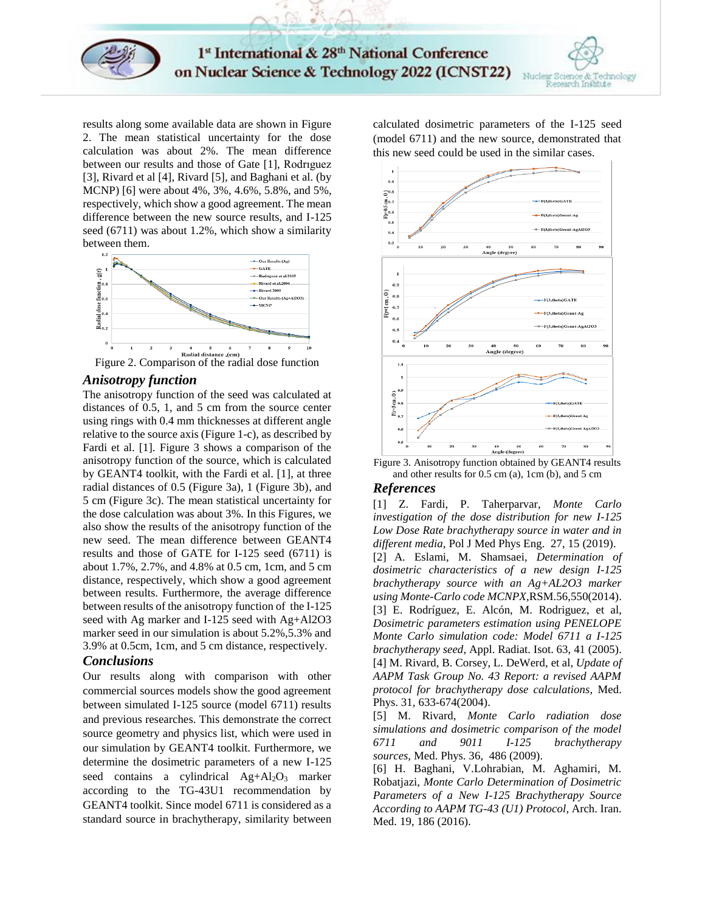results along some available data are shown in Figure 2. The mean statistical uncertainty for the dose calculation was about 2%. The mean difference between our results and those of Gate [1], Rodrıguez [3], Rivard et al [4], Rivard [5], and Baghani et al. (by MCNP) [6] were about 4%, 3%, 4.6%, 5.8%, and 5%, respectively, which show a good agreement. The mean difference between the new source results, and I-125 seed (6711) was about 1.2%, which show a similarity between them.

Radial dose function, g(r)
Radial distance ,(cm)
Our Results (Ag)
GATE
Rodriguez et al.2105
Rivard et al.2004
Rivard 2009
Our Results (Ag+Al2O3)
MCNP

Figure 2. Comparison of the radial dose function

### *Anisotropy function*

The anisotropy function of the seed was calculated at distances of 0.5, 1, and 5 cm from the source center using rings with 0.4 mm thicknesses at different angle relative to the source axis (Figure 1-c), as described by Fardi et al. [1]. Figure 3 shows a comparison of the anisotropy function of the source, which is calculated by GEANT4 toolkit, with the Fardi et al. [1], at three radial distances of 0.5 (Figure 3a), 1 (Figure 3b), and 5 cm (Figure 3c). The mean statistical uncertainty for the dose calculation was about 3%. In this Figures, we also show the results of the anisotropy function of the new seed. The mean difference between GEANT4 results and those of GATE for I-125 seed (6711) is about 1.7%, 2.7%, and 4.8% at 0.5 cm, 1cm, and 5 cm distance, respectively, which show a good agreement between results. Furthermore, the average difference between results of the anisotropy function of the I-125 seed with Ag marker and I-125 seed with Ag+Al2O3 marker seed in our simulation is about 5.2%,5.3% and 3.9% at 0.5cm, 1cm, and 5 cm distance, respectively.

### *Conclusions*

Our results along with comparison with other commercial sources models show the good agreement between simulated I-125 source (model 6711) results and previous researches. This demonstrate the correct source geometry and physics list, which were used in our simulation by GEANT4 toolkit. Furthermore, we determine the dosimetric parameters of a new I-125 seed contains a cylindrical Ag+$Al_2O_3$ marker according to the TG-43U1 recommendation by GEANT4 toolkit. Since model 6711 is considered as a standard source in brachytherapy, similarity between calculated dosimetric parameters of the I-125 seed (model 6711) and the new source, demonstrated that this new seed could be used in the similar cases.

F(r=0.5 cm, θ)
Angle (degree)
F(3,theta)GATE
F(3,theta)Geant-Ag
F(3,theta)Geant-AgAl2O3

F(r=1 cm, θ)
Angle (degree)
F(3,theta)GATE
F(3,theta)Geant-Ag
F(3,theta)Geant-AgAl2O3

F(r=5cm, θ)
Angle (degree)
F(5,theta)GATE
F(5,theta)Geant-Ag
F(5,theta)Geant-AgAl2O3

Figure 3. Anisotropy function obtained by GEANT4 results and other results for 0.5 cm (a), 1cm (b), and 5 cm

### *References*

[1] Z. Fardi, P. Taherparvar, *Monte Carlo investigation of the dose distribution for new I-125 Low Dose Rate brachytherapy source in water and in different media*, Pol J Med Phys Eng. 27, 15 (2019).

[2] A. Eslami, M. Shamsaei, *Determination of dosimetric characteristics of a new design I-125 brachytherapy source with an Ag+AL2O3 marker using Monte-Carlo code MCNPX*,RSM.56,550(2014).

[3] E. Rodríguez, E. Alcón, M. Rodriguez, et al, *Dosimetric parameters estimation using PENELOPE Monte Carlo simulation code: Model 6711 a I-125 brachytherapy seed*, Appl. Radiat. Isot. 63, 41 (2005).

[4] M. Rivard, B. Corsey, L. DeWerd, et al, *Update of AAPM Task Group No. 43 Report: a revised AAPM protocol for brachytherapy dose calculations*, Med. Phys. 31, 633-674(2004).

[5] M. Rivard, *Monte Carlo radiation dose simulations and dosimetric comparison of the model 6711 and 9011 I-125 brachytherapy sources,* Med. Phys. 36, 486 (2009).

[6] H. Baghani, V.Lohrabian, M. Aghamiri, M. Robatjazi, *Monte Carlo Determination of Dosimetric Parameters of a New I-125 Brachytherapy Source According to AAPM TG-43 (U1) Protocol*, Arch. Iran. Med. 19, 186 (2016).